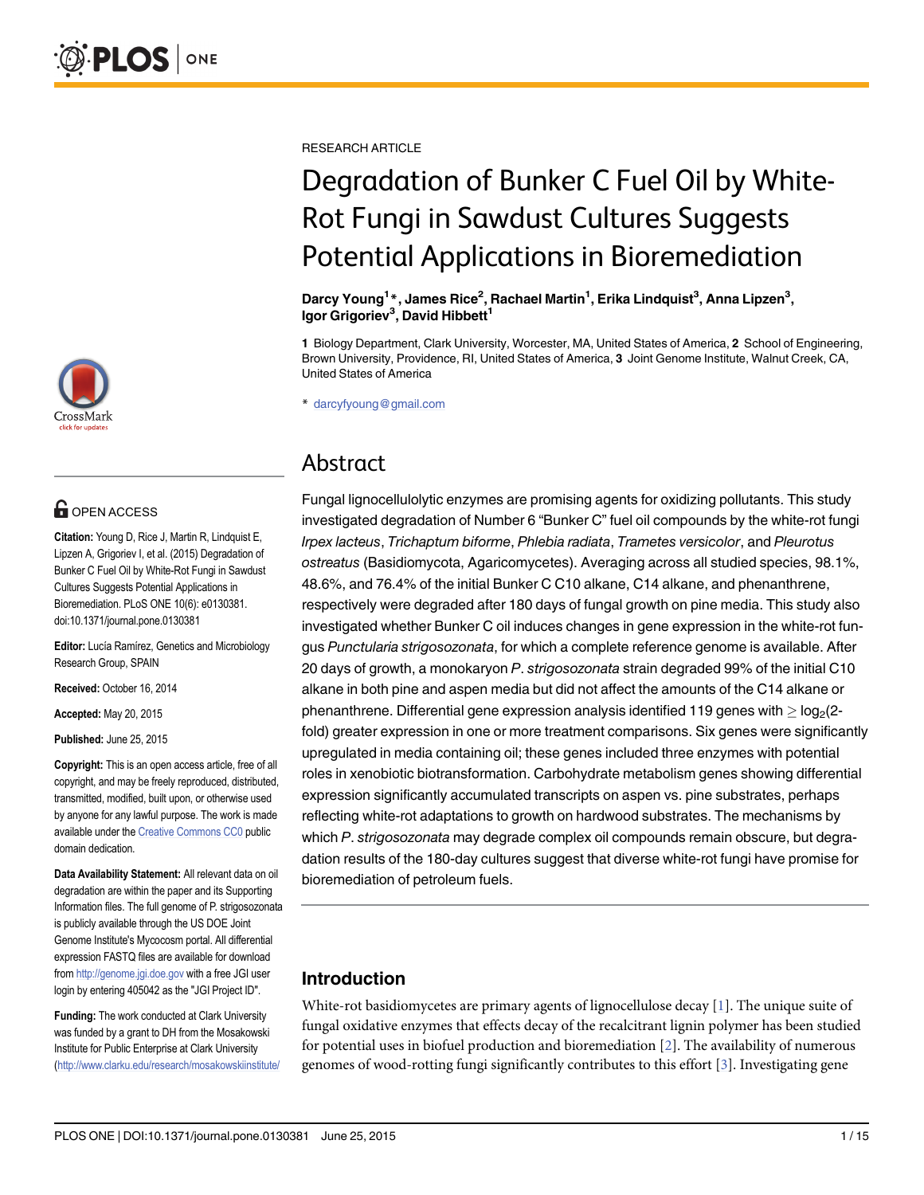RESEARCH ARTICLE

# Degradation of Bunker C Fuel Oil by White-Rot Fungi in Sawdust Cultures Suggests Potential Applications in Bioremediation

**Darcy Young[1]\*, James Rice[2], Rachael Martin[1], Erika Lindquist[3], Anna Lipzen[3], Igor Grigoriev[3], David Hibbett[1]**

**1** Biology Department, Clark University, Worcester, MA, United States of America, **2** School of Engineering, Brown University, Providence, RI, United States of America, **3** Joint Genome Institute, Walnut Creek, CA, United States of America

\* darcyfyoung@gmail.com

OPEN ACCESS

**Citation:** Young D, Rice J, Martin R, Lindquist E, Lipzen A, Grigoriev I, et al. (2015) Degradation of Bunker C Fuel Oil by White-Rot Fungi in Sawdust Cultures Suggests Potential Applications in Bioremediation. PLoS ONE 10(6): e0130381. doi:10.1371/journal.pone.0130381

**Editor:** Lucía Ramírez, Genetics and Microbiology Research Group, SPAIN

**Received:** October 16, 2014

**Accepted:** May 20, 2015

**Published:** June 25, 2015

**Copyright:** This is an open access article, free of all copyright, and may be freely reproduced, distributed, transmitted, modified, built upon, or otherwise used by anyone for any lawful purpose. The work is made available under the Creative Commons CC0 public domain dedication.

**Data Availability Statement:** All relevant data on oil degradation are within the paper and its Supporting Information files. The full genome of P. strigosozonata is publicly available through the US DOE Joint Genome Institute's Mycocosm portal. All differential expression FASTQ files are available for download from http://genome.jgi.doe.gov with a free JGI user login by entering 405042 as the "JGI Project ID".

**Funding:** The work conducted at Clark University was funded by a grant to DH from the Mosakowski Institute for Public Enterprise at Clark University (http://www.clarku.edu/research/mosakowskiinstitute/

## Abstract

Fungal lignocellulolytic enzymes are promising agents for oxidizing pollutants. This study investigated degradation of Number 6 "Bunker C" fuel oil compounds by the white-rot fungi *Irpex lacteus*, *Trichaptum biforme*, *Phlebia radiata*, *Trametes versicolor*, and *Pleurotus ostreatus* (Basidiomycota, Agaricomycetes). Averaging across all studied species, 98.1%, 48.6%, and 76.4% of the initial Bunker C C10 alkane, C14 alkane, and phenanthrene, respectively were degraded after 180 days of fungal growth on pine media. This study also investigated whether Bunker C oil induces changes in gene expression in the white-rot fungus *Punctularia strigosozonata*, for which a complete reference genome is available. After 20 days of growth, a monokaryon *P. strigosozonata* strain degraded 99% of the initial C10 alkane in both pine and aspen media but did not affect the amounts of the C14 alkane or phenanthrene. Differential gene expression analysis identified 119 genes with $\geq \log_2$(2-fold) greater expression in one or more treatment comparisons. Six genes were significantly upregulated in media containing oil; these genes included three enzymes with potential roles in xenobiotic biotransformation. Carbohydrate metabolism genes showing differential expression significantly accumulated transcripts on aspen vs. pine substrates, perhaps reflecting white-rot adaptations to growth on hardwood substrates. The mechanisms by which *P. strigosozonata* may degrade complex oil compounds remain obscure, but degradation results of the 180-day cultures suggest that diverse white-rot fungi have promise for bioremediation of petroleum fuels.

## Introduction

White-rot basidiomycetes are primary agents of lignocellulose decay [1]. The unique suite of fungal oxidative enzymes that effects decay of the recalcitrant lignin polymer has been studied for potential uses in biofuel production and bioremediation [2]. The availability of numerous genomes of wood-rotting fungi significantly contributes to this effort [3]. Investigating gene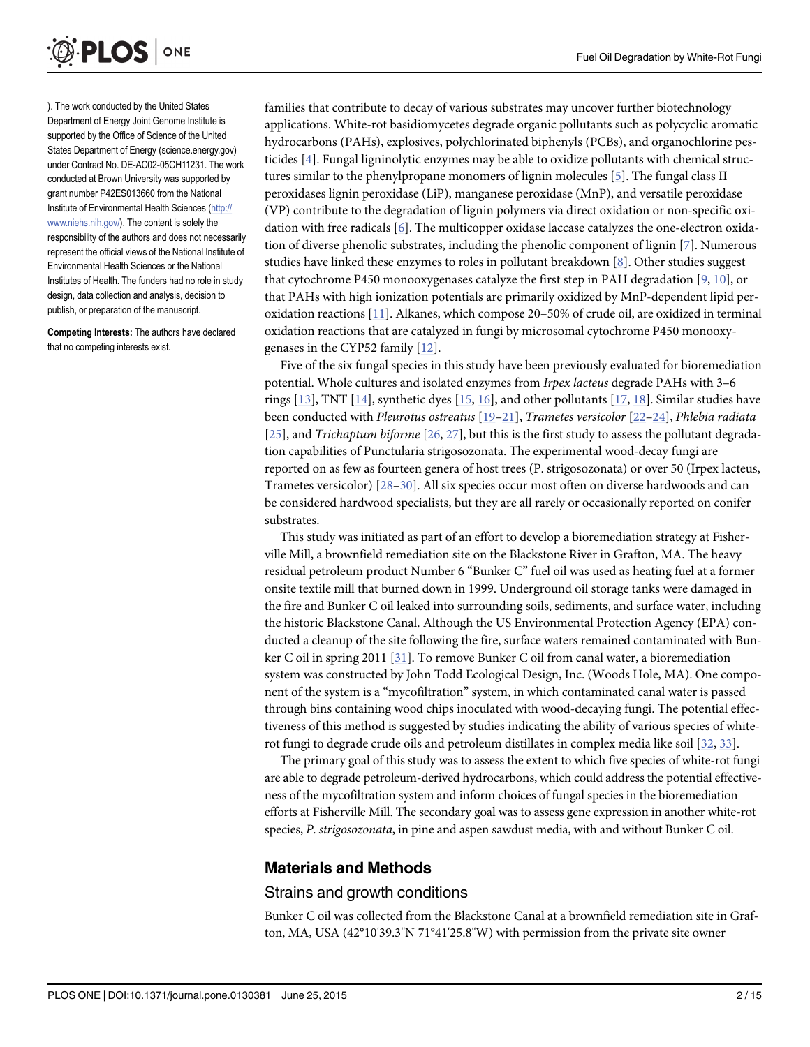). The work conducted by the United States Department of Energy Joint Genome Institute is supported by the Office of Science of the United States Department of Energy (science.energy.gov) under Contract No. DE-AC02-05CH11231. The work conducted at Brown University was supported by grant number P42ES013660 from the National Institute of Environmental Health Sciences (http://www.niehs.nih.gov/). The content is solely the responsibility of the authors and does not necessarily represent the official views of the National Institute of Environmental Health Sciences or the National Institutes of Health. The funders had no role in study design, data collection and analysis, decision to publish, or preparation of the manuscript.

**Competing Interests:** The authors have declared that no competing interests exist.

families that contribute to decay of various substrates may uncover further biotechnology applications. White-rot basidiomycetes degrade organic pollutants such as polycyclic aromatic hydrocarbons (PAHs), explosives, polychlorinated biphenyls (PCBs), and organochlorine pesticides [4]. Fungal ligninolytic enzymes may be able to oxidize pollutants with chemical structures similar to the phenylpropane monomers of lignin molecules [5]. The fungal class II peroxidases lignin peroxidase (LiP), manganese peroxidase (MnP), and versatile peroxidase (VP) contribute to the degradation of lignin polymers via direct oxidation or non-specific oxidation with free radicals [6]. The multicopper oxidase laccase catalyzes the one-electron oxidation of diverse phenolic substrates, including the phenolic component of lignin [7]. Numerous studies have linked these enzymes to roles in pollutant breakdown [8]. Other studies suggest that cytochrome P450 monooxygenases catalyze the first step in PAH degradation [9, 10], or that PAHs with high ionization potentials are primarily oxidized by MnP-dependent lipid peroxidation reactions [11]. Alkanes, which compose 20–50% of crude oil, are oxidized in terminal oxidation reactions that are catalyzed in fungi by microsomal cytochrome P450 monooxygenases in the CYP52 family [12].

Five of the six fungal species in this study have been previously evaluated for bioremediation potential. Whole cultures and isolated enzymes from *Irpex lacteus* degrade PAHs with 3–6 rings [13], TNT [14], synthetic dyes [15, 16], and other pollutants [17, 18]. Similar studies have been conducted with *Pleurotus ostreatus* [19–21], *Trametes versicolor* [22–24], *Phlebia radiata* [25], and *Trichaptum biforme* [26, 27], but this is the first study to assess the pollutant degradation capabilities of Punctularia strigosozonata. The experimental wood-decay fungi are reported on as few as fourteen genera of host trees (P. strigosozonata) or over 50 (Irpex lacteus, Trametes versicolor) [28–30]. All six species occur most often on diverse hardwoods and can be considered hardwood specialists, but they are all rarely or occasionally reported on conifer substrates.

This study was initiated as part of an effort to develop a bioremediation strategy at Fisherville Mill, a brownfield remediation site on the Blackstone River in Grafton, MA. The heavy residual petroleum product Number 6 "Bunker C" fuel oil was used as heating fuel at a former onsite textile mill that burned down in 1999. Underground oil storage tanks were damaged in the fire and Bunker C oil leaked into surrounding soils, sediments, and surface water, including the historic Blackstone Canal. Although the US Environmental Protection Agency (EPA) conducted a cleanup of the site following the fire, surface waters remained contaminated with Bunker C oil in spring 2011 [31]. To remove Bunker C oil from canal water, a bioremediation system was constructed by John Todd Ecological Design, Inc. (Woods Hole, MA). One component of the system is a "mycofiltration" system, in which contaminated canal water is passed through bins containing wood chips inoculated with wood-decaying fungi. The potential effectiveness of this method is suggested by studies indicating the ability of various species of white-rot fungi to degrade crude oils and petroleum distillates in complex media like soil [32, 33].

The primary goal of this study was to assess the extent to which five species of white-rot fungi are able to degrade petroleum-derived hydrocarbons, which could address the potential effectiveness of the mycofiltration system and inform choices of fungal species in the bioremediation efforts at Fisherville Mill. The secondary goal was to assess gene expression in another white-rot species, *P. strigosozonata*, in pine and aspen sawdust media, with and without Bunker C oil.

## Materials and Methods

### Strains and growth conditions

Bunker C oil was collected from the Blackstone Canal at a brownfield remediation site in Grafton, MA, USA (42°10'39.3"N 71°41'25.8"W) with permission from the private site owner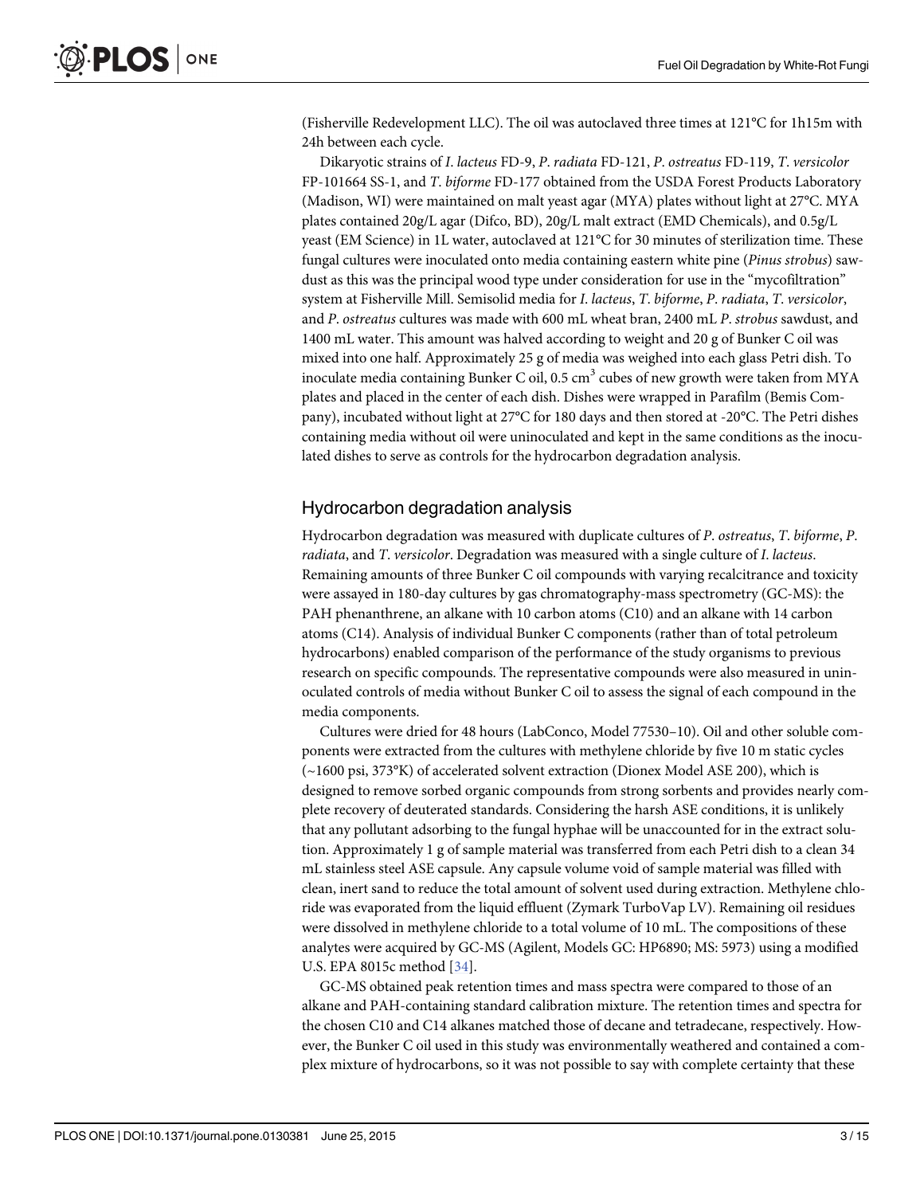(Fisherville Redevelopment LLC). The oil was autoclaved three times at 121°C for 1h15m with 24h between each cycle.

Dikaryotic strains of *I. lacteus* FD-9, *P. radiata* FD-121, *P. ostreatus* FD-119, *T. versicolor* FP-101664 SS-1, and *T. biforme* FD-177 obtained from the USDA Forest Products Laboratory (Madison, WI) were maintained on malt yeast agar (MYA) plates without light at 27°C. MYA plates contained 20g/L agar (Difco, BD), 20g/L malt extract (EMD Chemicals), and 0.5g/L yeast (EM Science) in 1L water, autoclaved at 121°C for 30 minutes of sterilization time. These fungal cultures were inoculated onto media containing eastern white pine (*Pinus strobus*) sawdust as this was the principal wood type under consideration for use in the "mycofiltration" system at Fisherville Mill. Semisolid media for *I. lacteus*, *T. biforme*, *P. radiata*, *T. versicolor*, and *P. ostreatus* cultures was made with 600 mL wheat bran, 2400 mL *P. strobus* sawdust, and 1400 mL water. This amount was halved according to weight and 20 g of Bunker C oil was mixed into one half. Approximately 25 g of media was weighed into each glass Petri dish. To inoculate media containing Bunker C oil, 0.5 $cm^3$ cubes of new growth were taken from MYA plates and placed in the center of each dish. Dishes were wrapped in Parafilm (Bemis Company), incubated without light at 27°C for 180 days and then stored at -20°C. The Petri dishes containing media without oil were uninoculated and kept in the same conditions as the inoculated dishes to serve as controls for the hydrocarbon degradation analysis.

## Hydrocarbon degradation analysis

Hydrocarbon degradation was measured with duplicate cultures of *P. ostreatus*, *T. biforme*, *P. radiata*, and *T. versicolor*. Degradation was measured with a single culture of *I. lacteus*. Remaining amounts of three Bunker C oil compounds with varying recalcitrance and toxicity were assayed in 180-day cultures by gas chromatography-mass spectrometry (GC-MS): the PAH phenanthrene, an alkane with 10 carbon atoms (C10) and an alkane with 14 carbon atoms (C14). Analysis of individual Bunker C components (rather than of total petroleum hydrocarbons) enabled comparison of the performance of the study organisms to previous research on specific compounds. The representative compounds were also measured in uninoculated controls of media without Bunker C oil to assess the signal of each compound in the media components.

Cultures were dried for 48 hours (LabConco, Model 77530–10). Oil and other soluble components were extracted from the cultures with methylene chloride by five 10 m static cycles (~1600 psi, 373°K) of accelerated solvent extraction (Dionex Model ASE 200), which is designed to remove sorbed organic compounds from strong sorbents and provides nearly complete recovery of deuterated standards. Considering the harsh ASE conditions, it is unlikely that any pollutant adsorbing to the fungal hyphae will be unaccounted for in the extract solution. Approximately 1 g of sample material was transferred from each Petri dish to a clean 34 mL stainless steel ASE capsule. Any capsule volume void of sample material was filled with clean, inert sand to reduce the total amount of solvent used during extraction. Methylene chloride was evaporated from the liquid effluent (Zymark TurboVap LV). Remaining oil residues were dissolved in methylene chloride to a total volume of 10 mL. The compositions of these analytes were acquired by GC-MS (Agilent, Models GC: HP6890; MS: 5973) using a modified U.S. EPA 8015c method [34].

GC-MS obtained peak retention times and mass spectra were compared to those of an alkane and PAH-containing standard calibration mixture. The retention times and spectra for the chosen C10 and C14 alkanes matched those of decane and tetradecane, respectively. However, the Bunker C oil used in this study was environmentally weathered and contained a complex mixture of hydrocarbons, so it was not possible to say with complete certainty that these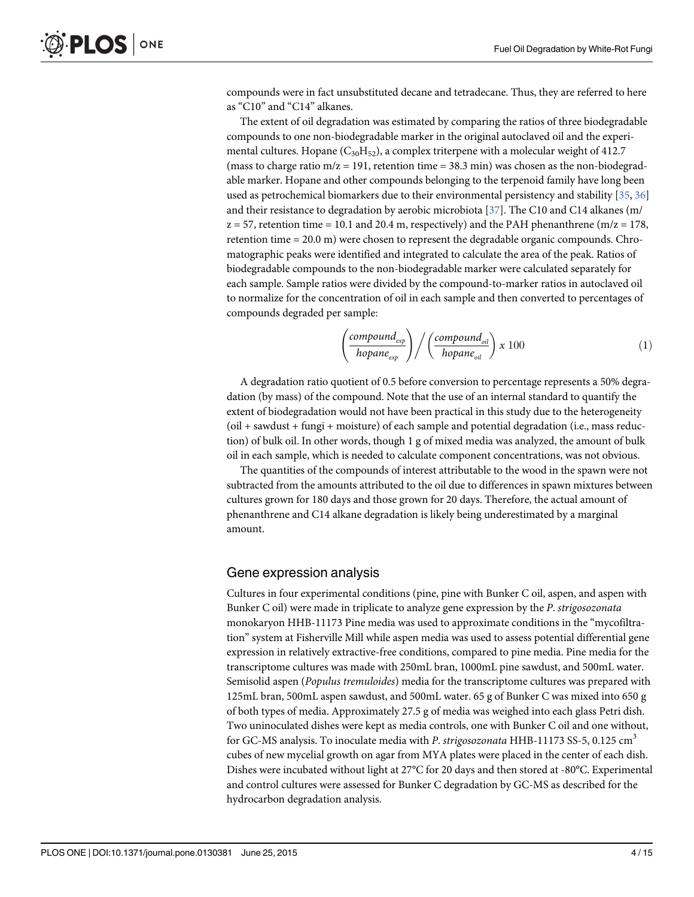compounds were in fact unsubstituted decane and tetradecane. Thus, they are referred to here as "C10" and "C14" alkanes.

The extent of oil degradation was estimated by comparing the ratios of three biodegradable compounds to one non-biodegradable marker in the original autoclaved oil and the experimental cultures. Hopane ($C_{30}H_{52}$), a complex triterpene with a molecular weight of 412.7 (mass to charge ratio m/z = 191, retention time = 38.3 min) was chosen as the non-biodegradable marker. Hopane and other compounds belonging to the terpenoid family have long been used as petrochemical biomarkers due to their environmental persistency and stability [35, 36] and their resistance to degradation by aerobic microbiota [37]. The C10 and C14 alkanes (m/z = 57, retention time = 10.1 and 20.4 m, respectively) and the PAH phenanthrene (m/z = 178, retention time = 20.0 m) were chosen to represent the degradable organic compounds. Chromatographic peaks were identified and integrated to calculate the area of the peak. Ratios of biodegradable compounds to the non-biodegradable marker were calculated separately for each sample. Sample ratios were divided by the compound-to-marker ratios in autoclaved oil to normalize for the concentration of oil in each sample and then converted to percentages of compounds degraded per sample:

$$\left(\frac{compound_{exp}}{hopane_{exp}}\right) \Big/ \left(\frac{compound_{oil}}{hopane_{oil}}\right) x\ 100 \tag{1}$$

A degradation ratio quotient of 0.5 before conversion to percentage represents a 50% degradation (by mass) of the compound. Note that the use of an internal standard to quantify the extent of biodegradation would not have been practical in this study due to the heterogeneity (oil + sawdust + fungi + moisture) of each sample and potential degradation (i.e., mass reduction) of bulk oil. In other words, though 1 g of mixed media was analyzed, the amount of bulk oil in each sample, which is needed to calculate component concentrations, was not obvious.

The quantities of the compounds of interest attributable to the wood in the spawn were not subtracted from the amounts attributed to the oil due to differences in spawn mixtures between cultures grown for 180 days and those grown for 20 days. Therefore, the actual amount of phenanthrene and C14 alkane degradation is likely being underestimated by a marginal amount.

## Gene expression analysis

Cultures in four experimental conditions (pine, pine with Bunker C oil, aspen, and aspen with Bunker C oil) were made in triplicate to analyze gene expression by the *P. strigosozonata* monokaryon HHB-11173 Pine media was used to approximate conditions in the "mycofiltration" system at Fisherville Mill while aspen media was used to assess potential differential gene expression in relatively extractive-free conditions, compared to pine media. Pine media for the transcriptome cultures was made with 250mL bran, 1000mL pine sawdust, and 500mL water. Semisolid aspen (*Populus tremuloides*) media for the transcriptome cultures was prepared with 125mL bran, 500mL aspen sawdust, and 500mL water. 65 g of Bunker C was mixed into 650 g of both types of media. Approximately 27.5 g of media was weighed into each glass Petri dish. Two uninoculated dishes were kept as media controls, one with Bunker C oil and one without, for GC-MS analysis. To inoculate media with *P. strigosozonata* HHB-11173 SS-5, 0.125 $cm^3$ cubes of new mycelial growth on agar from MYA plates were placed in the center of each dish. Dishes were incubated without light at 27°C for 20 days and then stored at -80°C. Experimental and control cultures were assessed for Bunker C degradation by GC-MS as described for the hydrocarbon degradation analysis.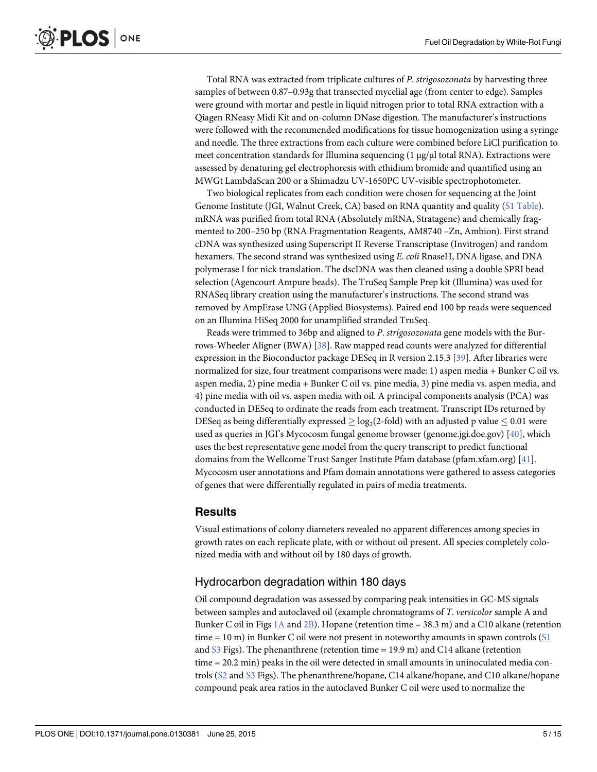Total RNA was extracted from triplicate cultures of *P. strigosozonata* by harvesting three samples of between 0.87–0.93g that transected mycelial age (from center to edge). Samples were ground with mortar and pestle in liquid nitrogen prior to total RNA extraction with a Qiagen RNeasy Midi Kit and on-column DNase digestion. The manufacturer's instructions were followed with the recommended modifications for tissue homogenization using a syringe and needle. The three extractions from each culture were combined before LiCl purification to meet concentration standards for Illumina sequencing (1 μg/μl total RNA). Extractions were assessed by denaturing gel electrophoresis with ethidium bromide and quantified using an MWGt LambdaScan 200 or a Shimadzu UV-1650PC UV-visible spectrophotometer.

Two biological replicates from each condition were chosen for sequencing at the Joint Genome Institute (JGI, Walnut Creek, CA) based on RNA quantity and quality (S1 Table). mRNA was purified from total RNA (Absolutely mRNA, Stratagene) and chemically fragmented to 200–250 bp (RNA Fragmentation Reagents, AM8740 –Zn, Ambion). First strand cDNA was synthesized using Superscript II Reverse Transcriptase (Invitrogen) and random hexamers. The second strand was synthesized using *E. coli* RnaseH, DNA ligase, and DNA polymerase I for nick translation. The dscDNA was then cleaned using a double SPRI bead selection (Agencourt Ampure beads). The TruSeq Sample Prep kit (Illumina) was used for RNASeq library creation using the manufacturer's instructions. The second strand was removed by AmpErase UNG (Applied Biosystems). Paired end 100 bp reads were sequenced on an Illumina HiSeq 2000 for unamplified stranded TruSeq.

Reads were trimmed to 36bp and aligned to *P. strigosozonata* gene models with the Burrows-Wheeler Aligner (BWA) [38]. Raw mapped read counts were analyzed for differential expression in the Bioconductor package DESeq in R version 2.15.3 [39]. After libraries were normalized for size, four treatment comparisons were made: 1) aspen media + Bunker C oil vs. aspen media, 2) pine media + Bunker C oil vs. pine media, 3) pine media vs. aspen media, and 4) pine media with oil vs. aspen media with oil. A principal components analysis (PCA) was conducted in DESeq to ordinate the reads from each treatment. Transcript IDs returned by DESeq as being differentially expressed $\geq \log_2$(2-fold) with an adjusted p value $\leq 0.01$ were used as queries in JGI's Mycocosm fungal genome browser (genome.jgi.doe.gov) [40], which uses the best representative gene model from the query transcript to predict functional domains from the Wellcome Trust Sanger Institute Pfam database (pfam.xfam.org) [41]. Mycocosm user annotations and Pfam domain annotations were gathered to assess categories of genes that were differentially regulated in pairs of media treatments.

## Results

Visual estimations of colony diameters revealed no apparent differences among species in growth rates on each replicate plate, with or without oil present. All species completely colonized media with and without oil by 180 days of growth.

### Hydrocarbon degradation within 180 days

Oil compound degradation was assessed by comparing peak intensities in GC-MS signals between samples and autoclaved oil (example chromatograms of *T. versicolor* sample A and Bunker C oil in Figs 1A and 2B). Hopane (retention time = 38.3 m) and a C10 alkane (retention time = 10 m) in Bunker C oil were not present in noteworthy amounts in spawn controls (S1 and S3 Figs). The phenanthrene (retention time = 19.9 m) and C14 alkane (retention time = 20.2 min) peaks in the oil were detected in small amounts in uninoculated media controls (S2 and S3 Figs). The phenanthrene/hopane, C14 alkane/hopane, and C10 alkane/hopane compound peak area ratios in the autoclaved Bunker C oil were used to normalize the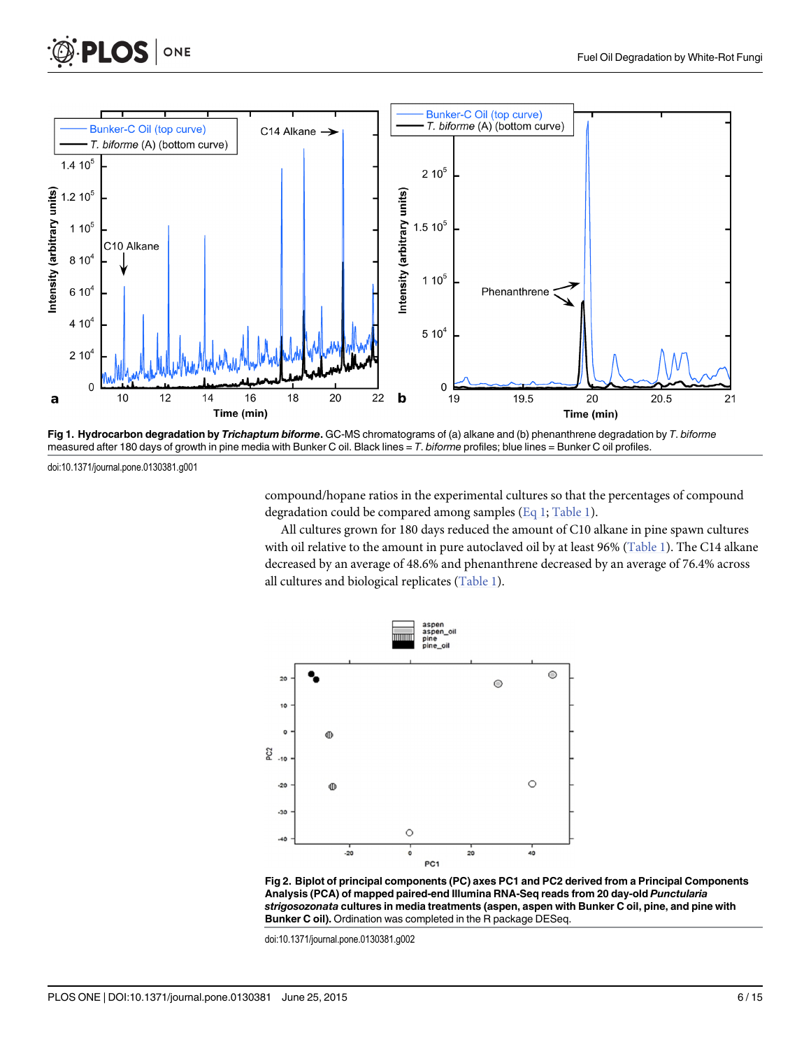Fig 1. Hydrocarbon degradation by *Trichaptum biforme*. GC-MS chromatograms of (a) alkane and (b) phenanthrene degradation by *T. biforme* measured after 180 days of growth in pine media with Bunker C oil. Black lines = *T. biforme* profiles; blue lines = Bunker C oil profiles.

doi:10.1371/journal.pone.0130381.g001

compound/hopane ratios in the experimental cultures so that the percentages of compound degradation could be compared among samples (Eq 1; Table 1).

All cultures grown for 180 days reduced the amount of C10 alkane in pine spawn cultures with oil relative to the amount in pure autoclaved oil by at least 96% (Table 1). The C14 alkane decreased by an average of 48.6% and phenanthrene decreased by an average of 76.4% across all cultures and biological replicates (Table 1).

Fig 2. Biplot of principal components (PC) axes PC1 and PC2 derived from a Principal Components Analysis (PCA) of mapped paired-end Illumina RNA-Seq reads from 20 day-old *Punctularia strigosozonata* cultures in media treatments (aspen, aspen with Bunker C oil, pine, and pine with Bunker C oil). Ordination was completed in the R package DESeq.

doi:10.1371/journal.pone.0130381.g002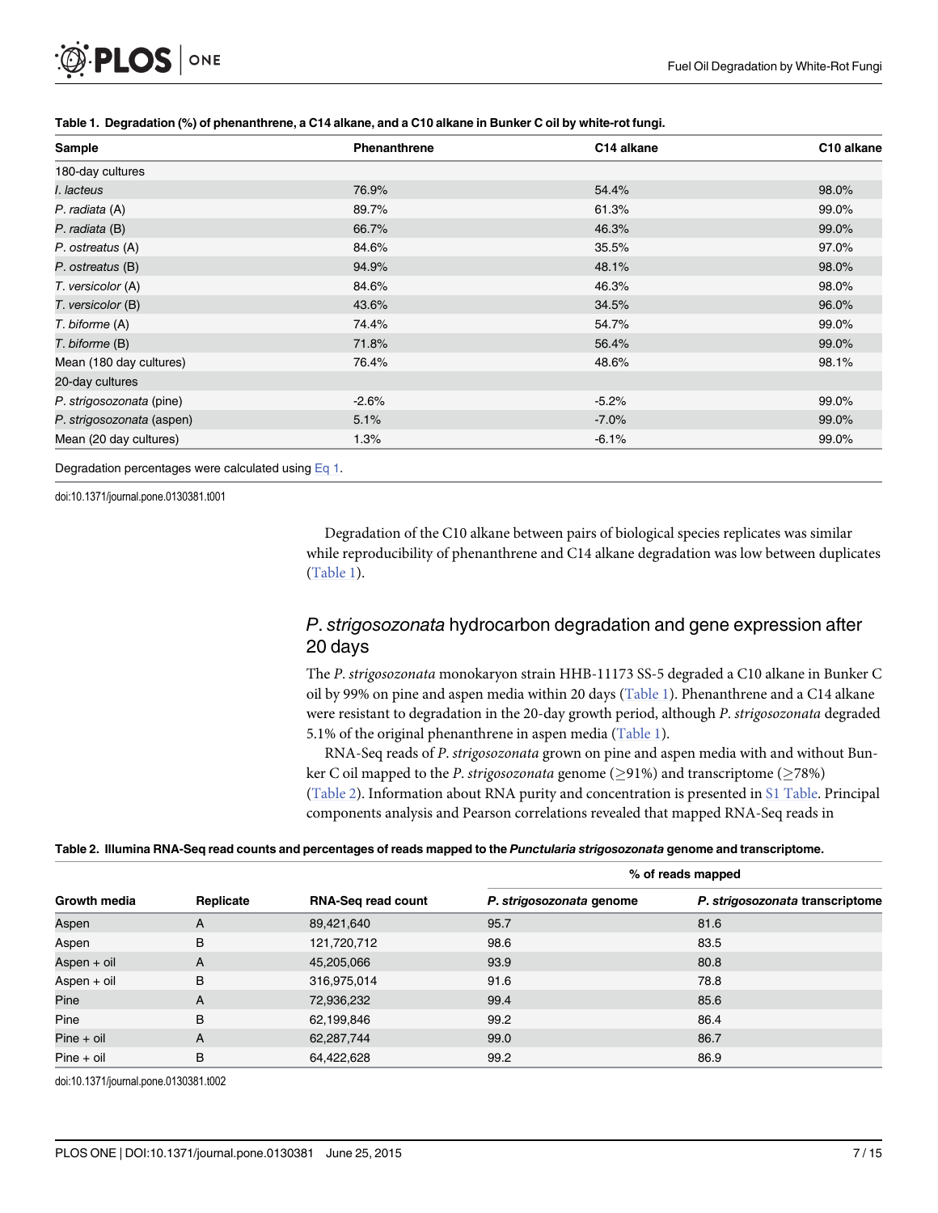**Table 1. Degradation (%) of phenanthrene, a C14 alkane, and a C10 alkane in Bunker C oil by white-rot fungi.**

| Sample | Phenanthrene | C14 alkane | C10 alkane |
|---|---|---|---|
| 180-day cultures | | | |
| *I. lacteus* | 76.9% | 54.4% | 98.0% |
| *P. radiata* (A) | 89.7% | 61.3% | 99.0% |
| *P. radiata* (B) | 66.7% | 46.3% | 99.0% |
| *P. ostreatus* (A) | 84.6% | 35.5% | 97.0% |
| *P. ostreatus* (B) | 94.9% | 48.1% | 98.0% |
| *T. versicolor* (A) | 84.6% | 46.3% | 98.0% |
| *T. versicolor* (B) | 43.6% | 34.5% | 96.0% |
| *T. biforme* (A) | 74.4% | 54.7% | 99.0% |
| *T. biforme* (B) | 71.8% | 56.4% | 99.0% |
| Mean (180 day cultures) | 76.4% | 48.6% | 98.1% |
| 20-day cultures | | | |
| *P. strigosozonata* (pine) | -2.6% | -5.2% | 99.0% |
| *P. strigosozonata* (aspen) | 5.1% | -7.0% | 99.0% |
| Mean (20 day cultures) | 1.3% | -6.1% | 99.0% |

Degradation percentages were calculated using Eq 1.

doi:10.1371/journal.pone.0130381.t001

Degradation of the C10 alkane between pairs of biological species replicates was similar while reproducibility of phenanthrene and C14 alkane degradation was low between duplicates (Table 1).

## *P. strigosozonata* hydrocarbon degradation and gene expression after 20 days

The *P. strigosozonata* monokaryon strain HHB-11173 SS-5 degraded a C10 alkane in Bunker C oil by 99% on pine and aspen media within 20 days (Table 1). Phenanthrene and a C14 alkane were resistant to degradation in the 20-day growth period, although *P. strigosozonata* degraded 5.1% of the original phenanthrene in aspen media (Table 1).

RNA-Seq reads of *P. strigosozonata* grown on pine and aspen media with and without Bunker C oil mapped to the *P. strigosozonata* genome ($\geq$91%) and transcriptome ($\geq$78%) (Table 2). Information about RNA purity and concentration is presented in S1 Table. Principal components analysis and Pearson correlations revealed that mapped RNA-Seq reads in

**Table 2. Illumina RNA-Seq read counts and percentages of reads mapped to the *Punctularia strigosozonata* genome and transcriptome.**

| | | | % of reads mapped | |
|---|---|---|---|---|
| Growth media | Replicate | RNA-Seq read count | *P. strigosozonata* genome | *P. strigosozonata* transcriptome |
| Aspen | A | 89,421,640 | 95.7 | 81.6 |
| Aspen | B | 121,720,712 | 98.6 | 83.5 |
| Aspen + oil | A | 45,205,066 | 93.9 | 80.8 |
| Aspen + oil | B | 316,975,014 | 91.6 | 78.8 |
| Pine | A | 72,936,232 | 99.4 | 85.6 |
| Pine | B | 62,199,846 | 99.2 | 86.4 |
| Pine + oil | A | 62,287,744 | 99.0 | 86.7 |
| Pine + oil | B | 64,422,628 | 99.2 | 86.9 |

doi:10.1371/journal.pone.0130381.t002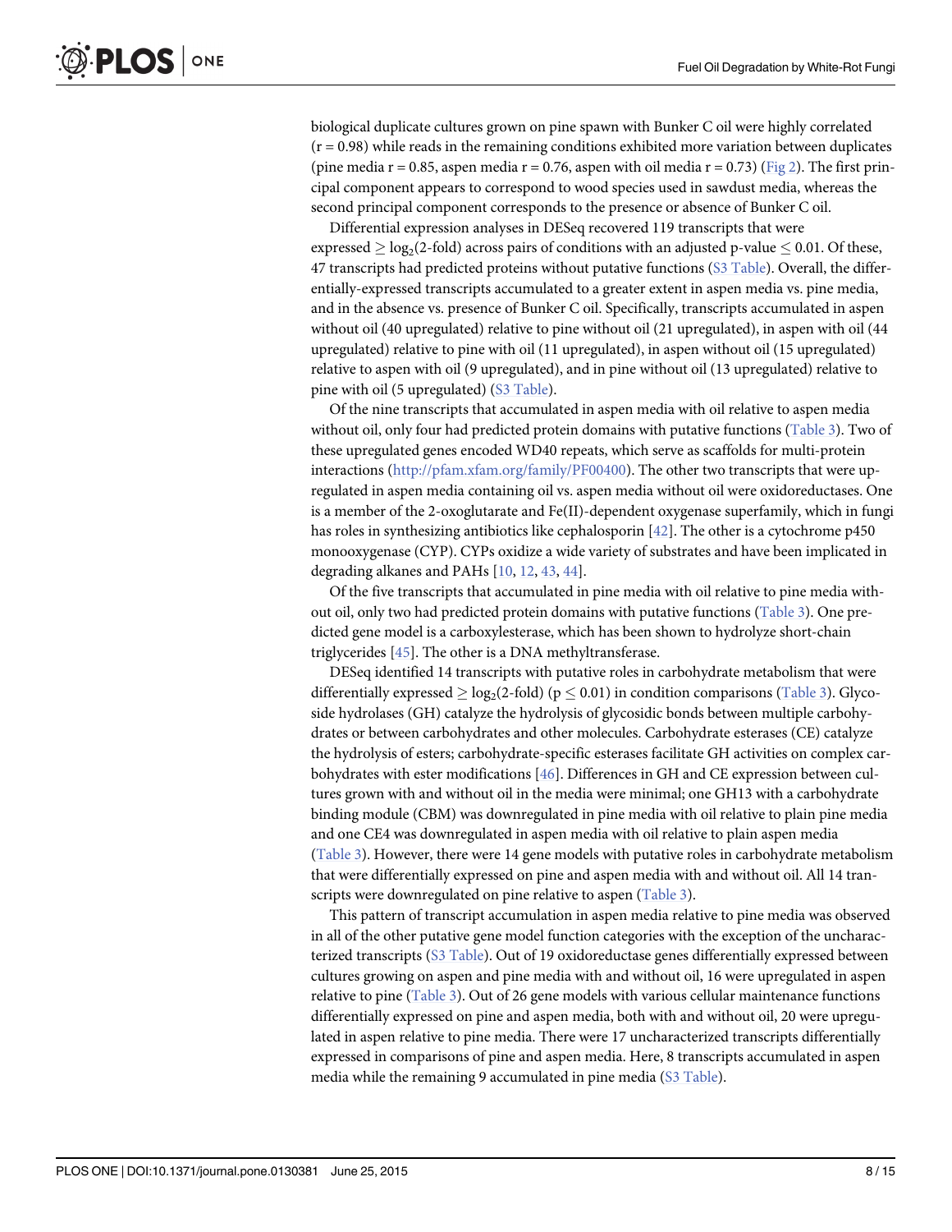biological duplicate cultures grown on pine spawn with Bunker C oil were highly correlated ($r = 0.98$) while reads in the remaining conditions exhibited more variation between duplicates (pine media $r = 0.85$, aspen media $r = 0.76$, aspen with oil media $r = 0.73$) (Fig 2). The first principal component appears to correspond to wood species used in sawdust media, whereas the second principal component corresponds to the presence or absence of Bunker C oil.

Differential expression analyses in DESeq recovered 119 transcripts that were expressed $\geq \log_2$(2-fold) across pairs of conditions with an adjusted p-value $\leq 0.01$. Of these, 47 transcripts had predicted proteins without putative functions (S3 Table). Overall, the differentially-expressed transcripts accumulated to a greater extent in aspen media vs. pine media, and in the absence vs. presence of Bunker C oil. Specifically, transcripts accumulated in aspen without oil (40 upregulated) relative to pine without oil (21 upregulated), in aspen with oil (44 upregulated) relative to pine with oil (11 upregulated), in aspen without oil (15 upregulated) relative to aspen with oil (9 upregulated), and in pine without oil (13 upregulated) relative to pine with oil (5 upregulated) (S3 Table).

Of the nine transcripts that accumulated in aspen media with oil relative to aspen media without oil, only four had predicted protein domains with putative functions (Table 3). Two of these upregulated genes encoded WD40 repeats, which serve as scaffolds for multi-protein interactions (http://pfam.xfam.org/family/PF00400). The other two transcripts that were upregulated in aspen media containing oil vs. aspen media without oil were oxidoreductases. One is a member of the 2-oxoglutarate and Fe(II)-dependent oxygenase superfamily, which in fungi has roles in synthesizing antibiotics like cephalosporin [42]. The other is a cytochrome p450 monooxygenase (CYP). CYPs oxidize a wide variety of substrates and have been implicated in degrading alkanes and PAHs [10, 12, 43, 44].

Of the five transcripts that accumulated in pine media with oil relative to pine media without oil, only two had predicted protein domains with putative functions (Table 3). One predicted gene model is a carboxylesterase, which has been shown to hydrolyze short-chain triglycerides [45]. The other is a DNA methyltransferase.

DESeq identified 14 transcripts with putative roles in carbohydrate metabolism that were differentially expressed $\geq \log_2$(2-fold) ($p \leq 0.01$) in condition comparisons (Table 3). Glycoside hydrolases (GH) catalyze the hydrolysis of glycosidic bonds between multiple carbohydrates or between carbohydrates and other molecules. Carbohydrate esterases (CE) catalyze the hydrolysis of esters; carbohydrate-specific esterases facilitate GH activities on complex carbohydrates with ester modifications [46]. Differences in GH and CE expression between cultures grown with and without oil in the media were minimal; one GH13 with a carbohydrate binding module (CBM) was downregulated in pine media with oil relative to plain pine media and one CE4 was downregulated in aspen media with oil relative to plain aspen media (Table 3). However, there were 14 gene models with putative roles in carbohydrate metabolism that were differentially expressed on pine and aspen media with and without oil. All 14 transcripts were downregulated on pine relative to aspen (Table 3).

This pattern of transcript accumulation in aspen media relative to pine media was observed in all of the other putative gene model function categories with the exception of the uncharacterized transcripts (S3 Table). Out of 19 oxidoreductase genes differentially expressed between cultures growing on aspen and pine media with and without oil, 16 were upregulated in aspen relative to pine (Table 3). Out of 26 gene models with various cellular maintenance functions differentially expressed on pine and aspen media, both with and without oil, 20 were upregulated in aspen relative to pine media. There were 17 uncharacterized transcripts differentially expressed in comparisons of pine and aspen media. Here, 8 transcripts accumulated in aspen media while the remaining 9 accumulated in pine media (S3 Table).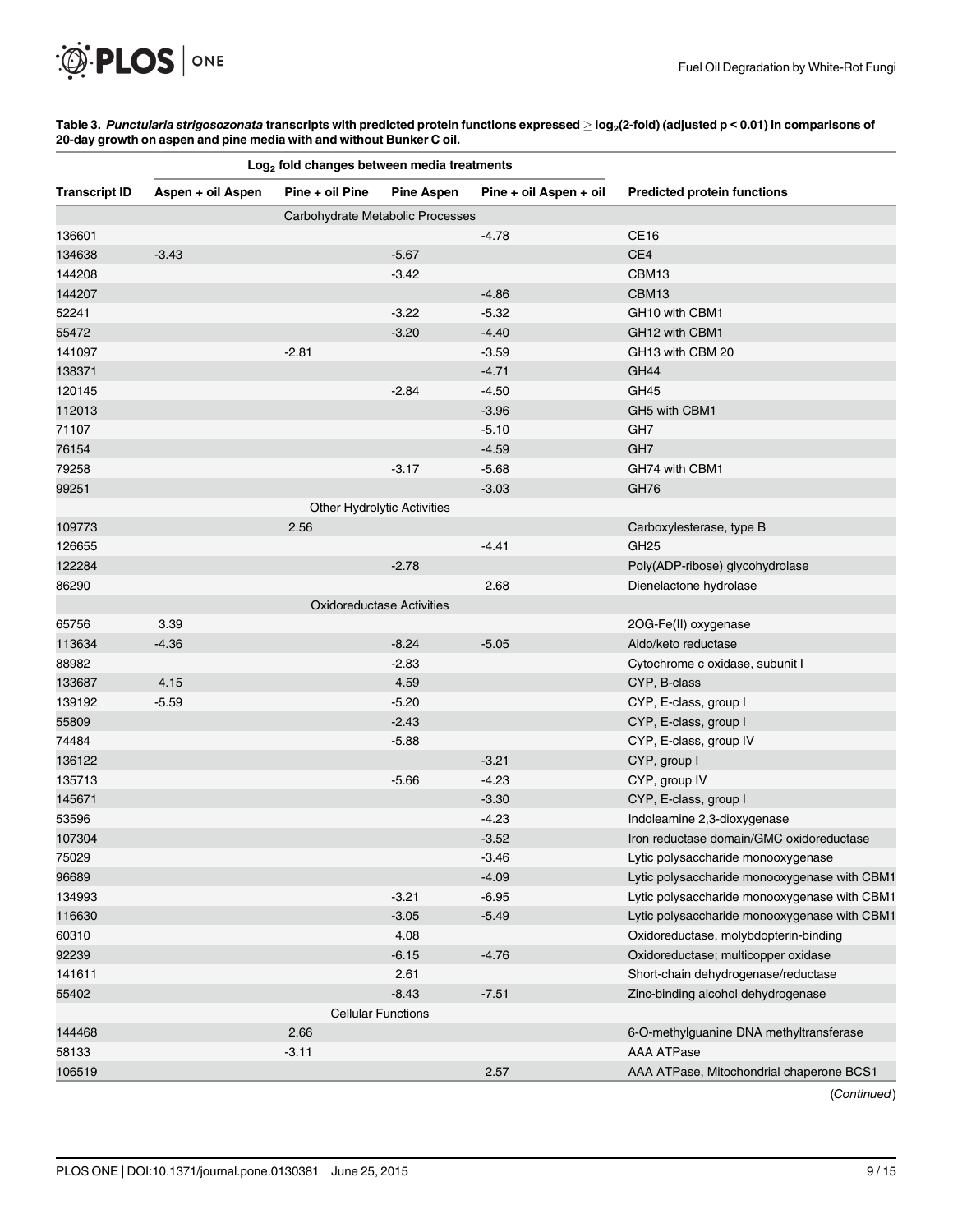**Table 3. *Punctularia strigosozonata* transcripts with predicted protein functions expressed ≥ $\log_2$(2-fold) (adjusted p < 0.01) in comparisons of 20-day growth on aspen and pine media with and without Bunker C oil.**

| | $\text{Log}_2$ fold changes between media treatments | | | | |
|---|---|---|---|---|---|
| Transcript ID | Aspen + oil Aspen | Pine + oil Pine | Pine Aspen | Pine + oil Aspen + oil | Predicted protein functions |
| Carbohydrate Metabolic Processes | | | | | |
| 136601 | | | | -4.78 | CE16 |
| 134638 | -3.43 | | -5.67 | | CE4 |
| 144208 | | | -3.42 | | CBM13 |
| 144207 | | | | -4.86 | CBM13 |
| 52241 | | | -3.22 | -5.32 | GH10 with CBM1 |
| 55472 | | | -3.20 | -4.40 | GH12 with CBM1 |
| 141097 | | -2.81 | | -3.59 | GH13 with CBM 20 |
| 138371 | | | | -4.71 | GH44 |
| 120145 | | | -2.84 | -4.50 | GH45 |
| 112013 | | | | -3.96 | GH5 with CBM1 |
| 71107 | | | | -5.10 | GH7 |
| 76154 | | | | -4.59 | GH7 |
| 79258 | | | -3.17 | -5.68 | GH74 with CBM1 |
| 99251 | | | | -3.03 | GH76 |
| Other Hydrolytic Activities | | | | | |
| 109773 | | 2.56 | | | Carboxylesterase, type B |
| 126655 | | | | -4.41 | GH25 |
| 122284 | | | -2.78 | | Poly(ADP-ribose) glycohydrolase |
| 86290 | | | | 2.68 | Dienelactone hydrolase |
| Oxidoreductase Activities | | | | | |
| 65756 | 3.39 | | | | 2OG-Fe(II) oxygenase |
| 113634 | -4.36 | | -8.24 | -5.05 | Aldo/keto reductase |
| 88982 | | | -2.83 | | Cytochrome c oxidase, subunit I |
| 133687 | 4.15 | | 4.59 | | CYP, B-class |
| 139192 | -5.59 | | -5.20 | | CYP, E-class, group I |
| 55809 | | | -2.43 | | CYP, E-class, group I |
| 74484 | | | -5.88 | | CYP, E-class, group IV |
| 136122 | | | | -3.21 | CYP, group I |
| 135713 | | | -5.66 | -4.23 | CYP, group IV |
| 145671 | | | | -3.30 | CYP, E-class, group I |
| 53596 | | | | -4.23 | Indoleamine 2,3-dioxygenase |
| 107304 | | | | -3.52 | Iron reductase domain/GMC oxidoreductase |
| 75029 | | | | -3.46 | Lytic polysaccharide monooxygenase |
| 96689 | | | | -4.09 | Lytic polysaccharide monooxygenase with CBM1 |
| 134993 | | | -3.21 | -6.95 | Lytic polysaccharide monooxygenase with CBM1 |
| 116630 | | | -3.05 | -5.49 | Lytic polysaccharide monooxygenase with CBM1 |
| 60310 | | | 4.08 | | Oxidoreductase, molybdopterin-binding |
| 92239 | | | -6.15 | -4.76 | Oxidoreductase; multicopper oxidase |
| 141611 | | | 2.61 | | Short-chain dehydrogenase/reductase |
| 55402 | | | -8.43 | -7.51 | Zinc-binding alcohol dehydrogenase |
| Cellular Functions | | | | | |
| 144468 | | 2.66 | | | 6-O-methylguanine DNA methyltransferase |
| 58133 | | -3.11 | | | AAA ATPase |
| 106519 | | | | 2.57 | AAA ATPase, Mitochondrial chaperone BCS1 |

(*Continued*)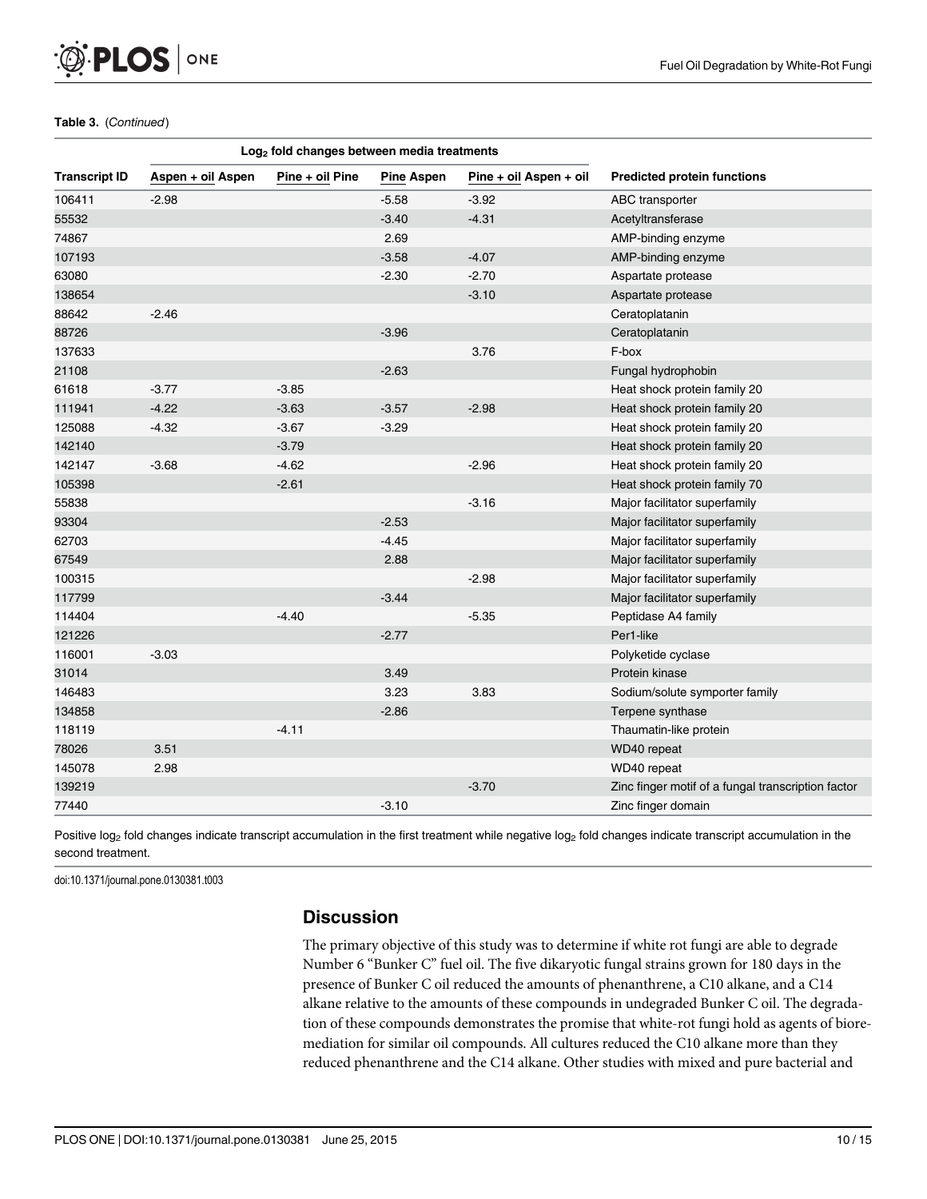**Table 3.** (*Continued*)

| | Log$_2$ fold changes between media treatments | | | | |
|---|---|---|---|---|---|
| **Transcript ID** | **Aspen + oil Aspen** | **Pine + oil Pine** | **Pine Aspen** | **Pine + oil Aspen + oil** | **Predicted protein functions** |
| 106411 | -2.98 | | -5.58 | -3.92 | ABC transporter |
| 55532 | | | -3.40 | -4.31 | Acetyltransferase |
| 74867 | | | 2.69 | | AMP-binding enzyme |
| 107193 | | | -3.58 | -4.07 | AMP-binding enzyme |
| 63080 | | | -2.30 | -2.70 | Aspartate protease |
| 138654 | | | | -3.10 | Aspartate protease |
| 88642 | -2.46 | | | | Ceratoplatanin |
| 88726 | | | -3.96 | | Ceratoplatanin |
| 137633 | | | | 3.76 | F-box |
| 21108 | | | -2.63 | | Fungal hydrophobin |
| 61618 | -3.77 | -3.85 | | | Heat shock protein family 20 |
| 111941 | -4.22 | -3.63 | -3.57 | -2.98 | Heat shock protein family 20 |
| 125088 | -4.32 | -3.67 | -3.29 | | Heat shock protein family 20 |
| 142140 | | -3.79 | | | Heat shock protein family 20 |
| 142147 | -3.68 | -4.62 | | -2.96 | Heat shock protein family 20 |
| 105398 | | -2.61 | | | Heat shock protein family 70 |
| 55838 | | | | -3.16 | Major facilitator superfamily |
| 93304 | | | -2.53 | | Major facilitator superfamily |
| 62703 | | | -4.45 | | Major facilitator superfamily |
| 67549 | | | 2.88 | | Major facilitator superfamily |
| 100315 | | | | -2.98 | Major facilitator superfamily |
| 117799 | | | -3.44 | | Major facilitator superfamily |
| 114404 | | -4.40 | | -5.35 | Peptidase A4 family |
| 121226 | | | -2.77 | | Per1-like |
| 116001 | -3.03 | | | | Polyketide cyclase |
| 31014 | | | 3.49 | | Protein kinase |
| 146483 | | | 3.23 | 3.83 | Sodium/solute symporter family |
| 134858 | | | -2.86 | | Terpene synthase |
| 118119 | | -4.11 | | | Thaumatin-like protein |
| 78026 | 3.51 | | | | WD40 repeat |
| 145078 | 2.98 | | | | WD40 repeat |
| 139219 | | | | -3.70 | Zinc finger motif of a fungal transcription factor |
| 77440 | | | -3.10 | | Zinc finger domain |

Positive log$_2$ fold changes indicate transcript accumulation in the first treatment while negative log$_2$ fold changes indicate transcript accumulation in the second treatment.

doi:10.1371/journal.pone.0130381.t003

## Discussion

The primary objective of this study was to determine if white rot fungi are able to degrade Number 6 "Bunker C" fuel oil. The five dikaryotic fungal strains grown for 180 days in the presence of Bunker C oil reduced the amounts of phenanthrene, a C10 alkane, and a C14 alkane relative to the amounts of these compounds in undegraded Bunker C oil. The degradation of these compounds demonstrates the promise that white-rot fungi hold as agents of bioremediation for similar oil compounds. All cultures reduced the C10 alkane more than they reduced phenanthrene and the C14 alkane. Other studies with mixed and pure bacterial and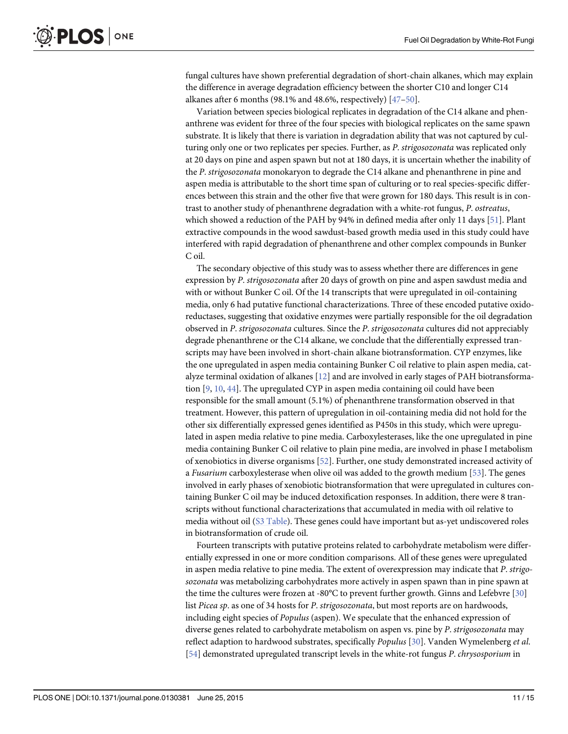fungal cultures have shown preferential degradation of short-chain alkanes, which may explain the difference in average degradation efficiency between the shorter C10 and longer C14 alkanes after 6 months (98.1% and 48.6%, respectively) [47–50].

Variation between species biological replicates in degradation of the C14 alkane and phenanthrene was evident for three of the four species with biological replicates on the same spawn substrate. It is likely that there is variation in degradation ability that was not captured by culturing only one or two replicates per species. Further, as *P*. *strigosozonata* was replicated only at 20 days on pine and aspen spawn but not at 180 days, it is uncertain whether the inability of the *P*. *strigosozonata* monokaryon to degrade the C14 alkane and phenanthrene in pine and aspen media is attributable to the short time span of culturing or to real species-specific differences between this strain and the other five that were grown for 180 days. This result is in contrast to another study of phenanthrene degradation with a white-rot fungus, *P*. *ostreatus*, which showed a reduction of the PAH by 94% in defined media after only 11 days [51]. Plant extractive compounds in the wood sawdust-based growth media used in this study could have interfered with rapid degradation of phenanthrene and other complex compounds in Bunker C oil.

The secondary objective of this study was to assess whether there are differences in gene expression by *P*. *strigosozonata* after 20 days of growth on pine and aspen sawdust media and with or without Bunker C oil. Of the 14 transcripts that were upregulated in oil-containing media, only 6 had putative functional characterizations. Three of these encoded putative oxidoreductases, suggesting that oxidative enzymes were partially responsible for the oil degradation observed in *P*. *strigosozonata* cultures. Since the *P*. *strigosozonata* cultures did not appreciably degrade phenanthrene or the C14 alkane, we conclude that the differentially expressed transcripts may have been involved in short-chain alkane biotransformation. CYP enzymes, like the one upregulated in aspen media containing Bunker C oil relative to plain aspen media, catalyze terminal oxidation of alkanes [12] and are involved in early stages of PAH biotransformation [9, 10, 44]. The upregulated CYP in aspen media containing oil could have been responsible for the small amount (5.1%) of phenanthrene transformation observed in that treatment. However, this pattern of upregulation in oil-containing media did not hold for the other six differentially expressed genes identified as P450s in this study, which were upregulated in aspen media relative to pine media. Carboxylesterases, like the one upregulated in pine media containing Bunker C oil relative to plain pine media, are involved in phase I metabolism of xenobiotics in diverse organisms [52]. Further, one study demonstrated increased activity of a *Fusarium* carboxylesterase when olive oil was added to the growth medium [53]. The genes involved in early phases of xenobiotic biotransformation that were upregulated in cultures containing Bunker C oil may be induced detoxification responses. In addition, there were 8 transcripts without functional characterizations that accumulated in media with oil relative to media without oil (S3 Table). These genes could have important but as-yet undiscovered roles in biotransformation of crude oil.

Fourteen transcripts with putative proteins related to carbohydrate metabolism were differentially expressed in one or more condition comparisons. All of these genes were upregulated in aspen media relative to pine media. The extent of overexpression may indicate that *P*. *strigosozonata* was metabolizing carbohydrates more actively in aspen spawn than in pine spawn at the time the cultures were frozen at -80°C to prevent further growth. Ginns and Lefebvre [30] list *Picea sp*. as one of 34 hosts for *P*. *strigosozonata*, but most reports are on hardwoods, including eight species of *Populus* (aspen). We speculate that the enhanced expression of diverse genes related to carbohydrate metabolism on aspen vs. pine by *P*. *strigosozonata* may reflect adaption to hardwood substrates, specifically *Populus* [30]. Vanden Wymelenberg *et al*. [54] demonstrated upregulated transcript levels in the white-rot fungus *P*. *chrysosporium* in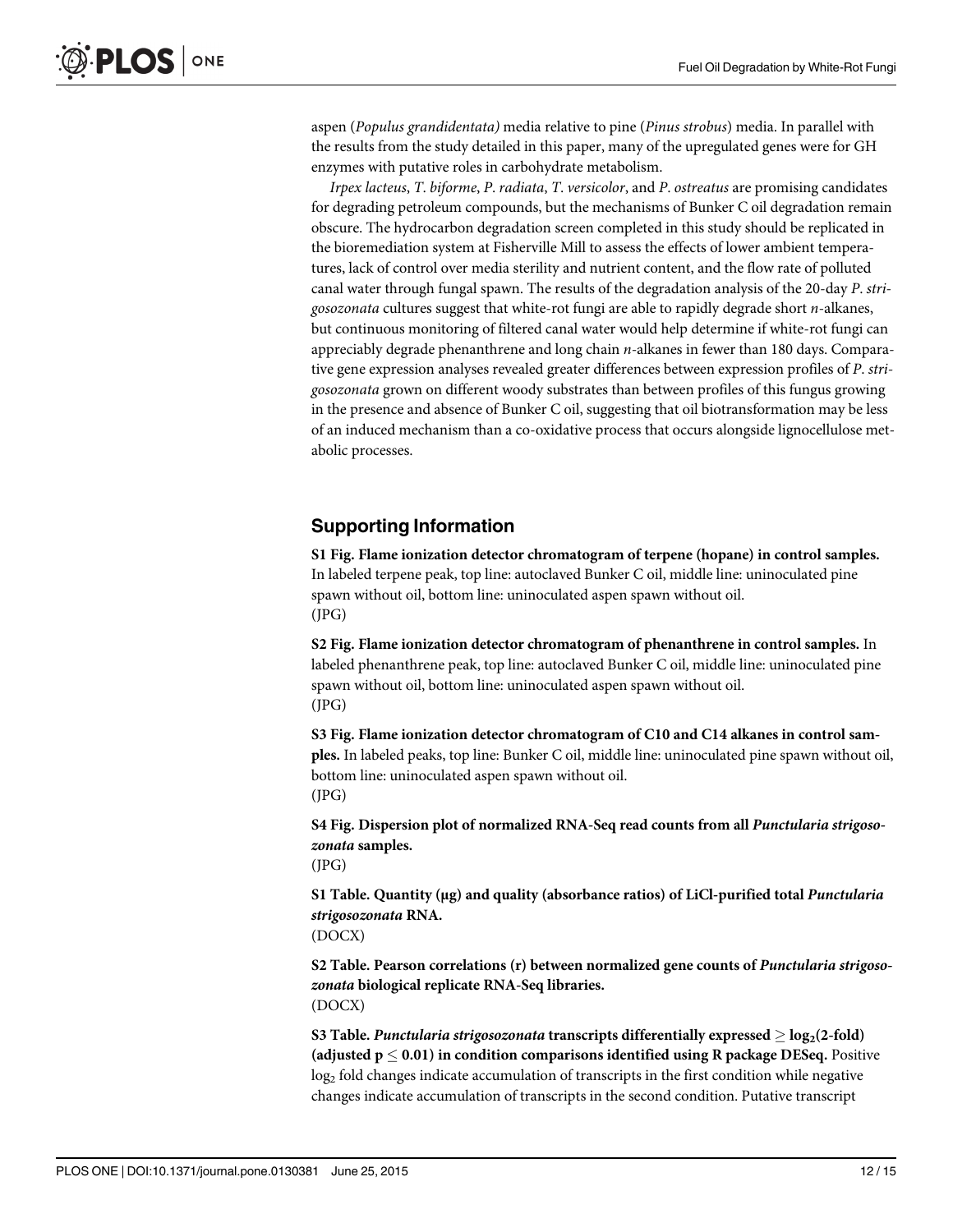aspen (*Populus grandidentata)* media relative to pine (*Pinus strobus*) media. In parallel with the results from the study detailed in this paper, many of the upregulated genes were for GH enzymes with putative roles in carbohydrate metabolism.

*Irpex lacteus*, *T*. *biforme*, *P*. *radiata*, *T*. *versicolor*, and *P*. *ostreatus* are promising candidates for degrading petroleum compounds, but the mechanisms of Bunker C oil degradation remain obscure. The hydrocarbon degradation screen completed in this study should be replicated in the bioremediation system at Fisherville Mill to assess the effects of lower ambient temperatures, lack of control over media sterility and nutrient content, and the flow rate of polluted canal water through fungal spawn. The results of the degradation analysis of the 20-day *P*. *strigosozonata* cultures suggest that white-rot fungi are able to rapidly degrade short *n*-alkanes, but continuous monitoring of filtered canal water would help determine if white-rot fungi can appreciably degrade phenanthrene and long chain *n*-alkanes in fewer than 180 days. Comparative gene expression analyses revealed greater differences between expression profiles of *P*. *strigosozonata* grown on different woody substrates than between profiles of this fungus growing in the presence and absence of Bunker C oil, suggesting that oil biotransformation may be less of an induced mechanism than a co-oxidative process that occurs alongside lignocellulose metabolic processes.

## Supporting Information

**S1 Fig. Flame ionization detector chromatogram of terpene (hopane) in control samples.** In labeled terpene peak, top line: autoclaved Bunker C oil, middle line: uninoculated pine spawn without oil, bottom line: uninoculated aspen spawn without oil.
(JPG)

**S2 Fig. Flame ionization detector chromatogram of phenanthrene in control samples.** In labeled phenanthrene peak, top line: autoclaved Bunker C oil, middle line: uninoculated pine spawn without oil, bottom line: uninoculated aspen spawn without oil.
(JPG)

**S3 Fig. Flame ionization detector chromatogram of C10 and C14 alkanes in control samples.** In labeled peaks, top line: Bunker C oil, middle line: uninoculated pine spawn without oil, bottom line: uninoculated aspen spawn without oil.
(JPG)

**S4 Fig. Dispersion plot of normalized RNA-Seq read counts from all *Punctularia strigosozonata* samples.**
(JPG)

**S1 Table. Quantity (μg) and quality (absorbance ratios) of LiCl-purified total *Punctularia strigosozonata* RNA.**
(DOCX)

**S2 Table. Pearson correlations (r) between normalized gene counts of *Punctularia strigosozonata* biological replicate RNA-Seq libraries.**
(DOCX)

**S3 Table. *Punctularia strigosozonata* transcripts differentially expressed $\geq \log_2$(2-fold) (adjusted $p \leq 0.01$) in condition comparisons identified using R package DESeq.** Positive $\log_2$ fold changes indicate accumulation of transcripts in the first condition while negative changes indicate accumulation of transcripts in the second condition. Putative transcript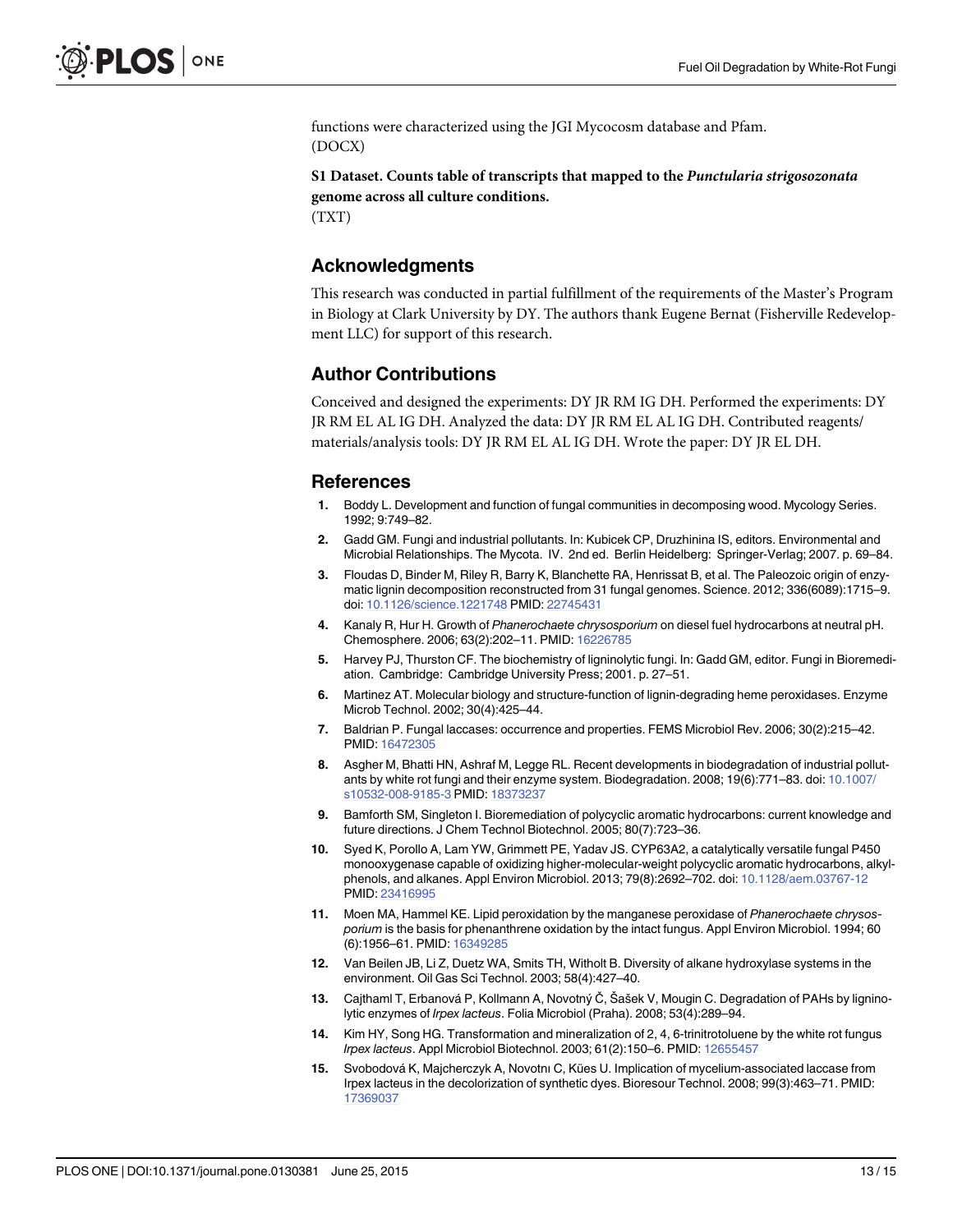functions were characterized using the JGI Mycocosm database and Pfam.
(DOCX)

**S1 Dataset. Counts table of transcripts that mapped to the *Punctularia strigosozonata* genome across all culture conditions.**
(TXT)

## Acknowledgments

This research was conducted in partial fulfillment of the requirements of the Master's Program in Biology at Clark University by DY. The authors thank Eugene Bernat (Fisherville Redevelopment LLC) for support of this research.

## Author Contributions

Conceived and designed the experiments: DY JR RM IG DH. Performed the experiments: DY JR RM EL AL IG DH. Analyzed the data: DY JR RM EL AL IG DH. Contributed reagents/materials/analysis tools: DY JR RM EL AL IG DH. Wrote the paper: DY JR EL DH.

## References

1. Boddy L. Development and function of fungal communities in decomposing wood. Mycology Series. 1992; 9:749–82.
2. Gadd GM. Fungi and industrial pollutants. In: Kubicek CP, Druzhinina IS, editors. Environmental and Microbial Relationships. The Mycota. IV. 2nd ed. Berlin Heidelberg: Springer-Verlag; 2007. p. 69–84.
3. Floudas D, Binder M, Riley R, Barry K, Blanchette RA, Henrissat B, et al. The Paleozoic origin of enzymatic lignin decomposition reconstructed from 31 fungal genomes. Science. 2012; 336(6089):1715–9. doi: 10.1126/science.1221748 PMID: 22745431
4. Kanaly R, Hur H. Growth of *Phanerochaete chrysosporium* on diesel fuel hydrocarbons at neutral pH. Chemosphere. 2006; 63(2):202–11. PMID: 16226785
5. Harvey PJ, Thurston CF. The biochemistry of ligninolytic fungi. In: Gadd GM, editor. Fungi in Bioremediation. Cambridge: Cambridge University Press; 2001. p. 27–51.
6. Martinez AT. Molecular biology and structure-function of lignin-degrading heme peroxidases. Enzyme Microb Technol. 2002; 30(4):425–44.
7. Baldrian P. Fungal laccases: occurrence and properties. FEMS Microbiol Rev. 2006; 30(2):215–42. PMID: 16472305
8. Asgher M, Bhatti HN, Ashraf M, Legge RL. Recent developments in biodegradation of industrial pollutants by white rot fungi and their enzyme system. Biodegradation. 2008; 19(6):771–83. doi: 10.1007/s10532-008-9185-3 PMID: 18373237
9. Bamforth SM, Singleton I. Bioremediation of polycyclic aromatic hydrocarbons: current knowledge and future directions. J Chem Technol Biotechnol. 2005; 80(7):723–36.
10. Syed K, Porollo A, Lam YW, Grimmett PE, Yadav JS. CYP63A2, a catalytically versatile fungal P450 monooxygenase capable of oxidizing higher-molecular-weight polycyclic aromatic hydrocarbons, alkylphenols, and alkanes. Appl Environ Microbiol. 2013; 79(8):2692–702. doi: 10.1128/aem.03767-12 PMID: 23416995
11. Moen MA, Hammel KE. Lipid peroxidation by the manganese peroxidase of *Phanerochaete chrysosporium* is the basis for phenanthrene oxidation by the intact fungus. Appl Environ Microbiol. 1994; 60(6):1956–61. PMID: 16349285
12. Van Beilen JB, Li Z, Duetz WA, Smits TH, Witholt B. Diversity of alkane hydroxylase systems in the environment. Oil Gas Sci Technol. 2003; 58(4):427–40.
13. Cajthaml T, Erbanová P, Kollmann A, Novotný Č, Šašek V, Mougin C. Degradation of PAHs by ligninolytic enzymes of *Irpex lacteus*. Folia Microbiol (Praha). 2008; 53(4):289–94.
14. Kim HY, Song HG. Transformation and mineralization of 2, 4, 6-trinitrotoluene by the white rot fungus *Irpex lacteus*. Appl Microbiol Biotechnol. 2003; 61(2):150–6. PMID: 12655457
15. Svobodová K, Majcherczyk A, Novotnı C, Kües U. Implication of mycelium-associated laccase from Irpex lacteus in the decolorization of synthetic dyes. Bioresour Technol. 2008; 99(3):463–71. PMID: 17369037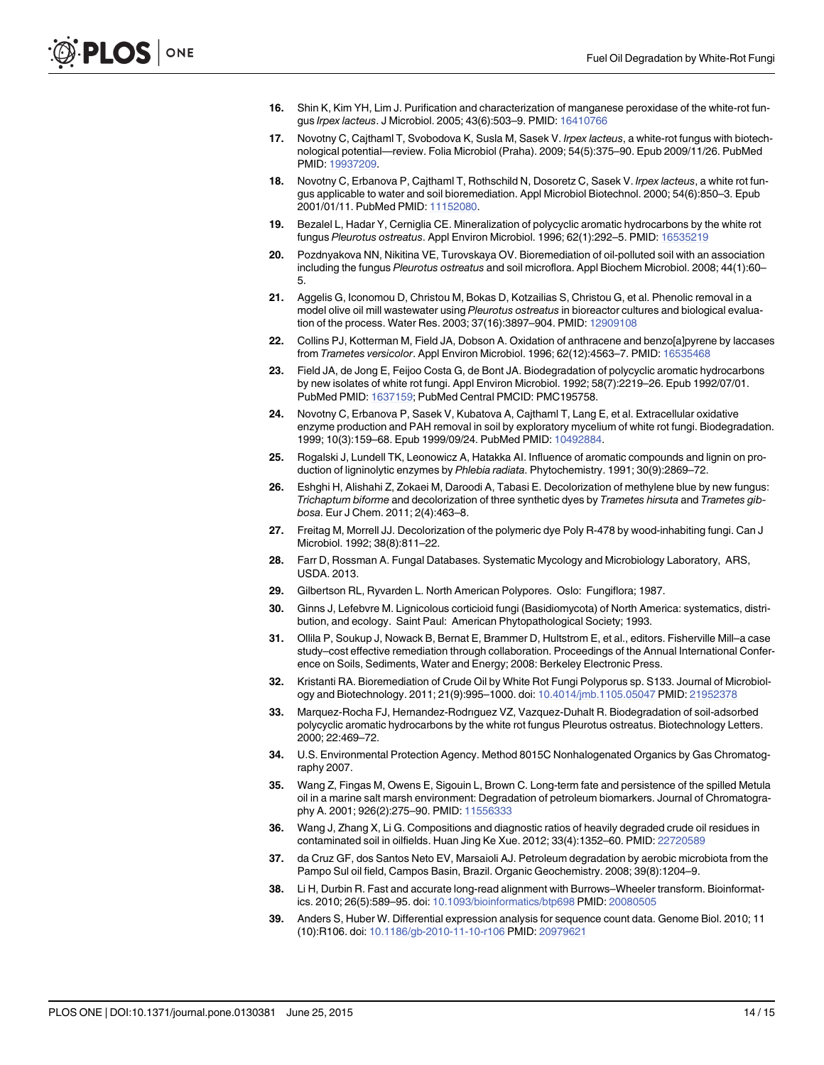16. Shin K, Kim YH, Lim J. Purification and characterization of manganese peroxidase of the white-rot fungus *Irpex lacteus*. J Microbiol. 2005; 43(6):503–9. PMID: 16410766

17. Novotny C, Cajthaml T, Svobodova K, Susla M, Sasek V. *Irpex lacteus*, a white-rot fungus with biotechnological potential—review. Folia Microbiol (Praha). 2009; 54(5):375–90. Epub 2009/11/26. PubMed PMID: 19937209.

18. Novotny C, Erbanova P, Cajthaml T, Rothschild N, Dosoretz C, Sasek V. *Irpex lacteus*, a white rot fungus applicable to water and soil bioremediation. Appl Microbiol Biotechnol. 2000; 54(6):850–3. Epub 2001/01/11. PubMed PMID: 11152080.

19. Bezalel L, Hadar Y, Cerniglia CE. Mineralization of polycyclic aromatic hydrocarbons by the white rot fungus *Pleurotus ostreatus*. Appl Environ Microbiol. 1996; 62(1):292–5. PMID: 16535219

20. Pozdnyakova NN, Nikitina VE, Turovskaya OV. Bioremediation of oil-polluted soil with an association including the fungus *Pleurotus ostreatus* and soil microflora. Appl Biochem Microbiol. 2008; 44(1):60–5.

21. Aggelis G, Iconomou D, Christou M, Bokas D, Kotzailias S, Christou G, et al. Phenolic removal in a model olive oil mill wastewater using *Pleurotus ostreatus* in bioreactor cultures and biological evaluation of the process. Water Res. 2003; 37(16):3897–904. PMID: 12909108

22. Collins PJ, Kotterman M, Field JA, Dobson A. Oxidation of anthracene and benzo[a]pyrene by laccases from *Trametes versicolor*. Appl Environ Microbiol. 1996; 62(12):4563–7. PMID: 16535468

23. Field JA, de Jong E, Feijoo Costa G, de Bont JA. Biodegradation of polycyclic aromatic hydrocarbons by new isolates of white rot fungi. Appl Environ Microbiol. 1992; 58(7):2219–26. Epub 1992/07/01. PubMed PMID: 1637159; PubMed Central PMCID: PMC195758.

24. Novotny C, Erbanova P, Sasek V, Kubatova A, Cajthaml T, Lang E, et al. Extracellular oxidative enzyme production and PAH removal in soil by exploratory mycelium of white rot fungi. Biodegradation. 1999; 10(3):159–68. Epub 1999/09/24. PubMed PMID: 10492884.

25. Rogalski J, Lundell TK, Leonowicz A, Hatakka AI. Influence of aromatic compounds and lignin on production of ligninolytic enzymes by *Phlebia radiata*. Phytochemistry. 1991; 30(9):2869–72.

26. Eshghi H, Alishahi Z, Zokaei M, Daroodi A, Tabasi E. Decolorization of methylene blue by new fungus: *Trichaptum biforme* and decolorization of three synthetic dyes by *Trametes hirsuta* and *Trametes gibbosa*. Eur J Chem. 2011; 2(4):463–8.

27. Freitag M, Morrell JJ. Decolorization of the polymeric dye Poly R-478 by wood-inhabiting fungi. Can J Microbiol. 1992; 38(8):811–22.

28. Farr D, Rossman A. Fungal Databases. Systematic Mycology and Microbiology Laboratory, ARS, USDA. 2013.

29. Gilbertson RL, Ryvarden L. North American Polypores. Oslo: Fungiflora; 1987.

30. Ginns J, Lefebvre M. Lignicolous corticioid fungi (Basidiomycota) of North America: systematics, distribution, and ecology. Saint Paul: American Phytopathological Society; 1993.

31. Ollila P, Soukup J, Nowack B, Bernat E, Brammer D, Hultstrom E, et al., editors. Fisherville Mill–a case study–cost effective remediation through collaboration. Proceedings of the Annual International Conference on Soils, Sediments, Water and Energy; 2008: Berkeley Electronic Press.

32. Kristanti RA. Bioremediation of Crude Oil by White Rot Fungi Polyporus sp. S133. Journal of Microbiology and Biotechnology. 2011; 21(9):995–1000. doi: 10.4014/jmb.1105.05047 PMID: 21952378

33. Marquez-Rocha FJ, Hernandez-Rodrıguez VZ, Vazquez-Duhalt R. Biodegradation of soil-adsorbed polycyclic aromatic hydrocarbons by the white rot fungus Pleurotus ostreatus. Biotechnology Letters. 2000; 22:469–72.

34. U.S. Environmental Protection Agency. Method 8015C Nonhalogenated Organics by Gas Chromatography 2007.

35. Wang Z, Fingas M, Owens E, Sigouin L, Brown C. Long-term fate and persistence of the spilled Metula oil in a marine salt marsh environment: Degradation of petroleum biomarkers. Journal of Chromatography A. 2001; 926(2):275–90. PMID: 11556333

36. Wang J, Zhang X, Li G. Compositions and diagnostic ratios of heavily degraded crude oil residues in contaminated soil in oilfields. Huan Jing Ke Xue. 2012; 33(4):1352–60. PMID: 22720589

37. da Cruz GF, dos Santos Neto EV, Marsaioli AJ. Petroleum degradation by aerobic microbiota from the Pampo Sul oil field, Campos Basin, Brazil. Organic Geochemistry. 2008; 39(8):1204–9.

38. Li H, Durbin R. Fast and accurate long-read alignment with Burrows–Wheeler transform. Bioinformatics. 2010; 26(5):589–95. doi: 10.1093/bioinformatics/btp698 PMID: 20080505

39. Anders S, Huber W. Differential expression analysis for sequence count data. Genome Biol. 2010; 11(10):R106. doi: 10.1186/gb-2010-11-10-r106 PMID: 20979621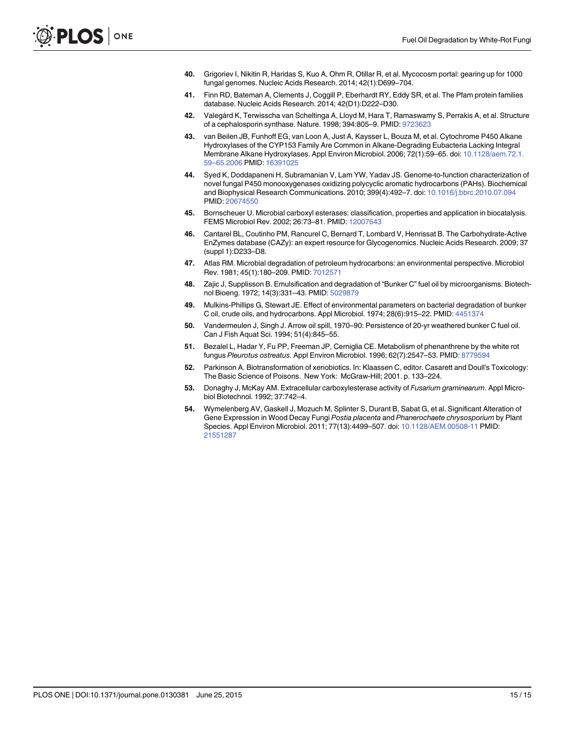40. Grigoriev I, Nikitin R, Haridas S, Kuo A, Ohm R, Otillar R, et al. Mycocosm portal: gearing up for 1000 fungal genomes. Nucleic Acids Research. 2014; 42(1):D699–704.
41. Finn RD, Bateman A, Clements J, Coggill P, Eberhardt RY, Eddy SR, et al. The Pfam protein families database. Nucleic Acids Research. 2014; 42(D1):D222–D30.
42. Valegård K, Terwisscha van Scheltinga A, Lloyd M, Hara T, Ramaswamy S, Perrakis A, et al. Structure of a cephalosporin synthase. Nature. 1998; 394:805–9. PMID: 9723623
43. van Beilen JB, Funhoff EG, van Loon A, Just A, Kaysser L, Bouza M, et al. Cytochrome P450 Alkane Hydroxylases of the CYP153 Family Are Common in Alkane-Degrading Eubacteria Lacking Integral Membrane Alkane Hydroxylases. Appl Environ Microbiol. 2006; 72(1):59–65. doi: 10.1128/aem.72.1.59–65.2006 PMID: 16391025
44. Syed K, Doddapaneni H, Subramanian V, Lam YW, Yadav JS. Genome-to-function characterization of novel fungal P450 monooxygenases oxidizing polycyclic aromatic hydrocarbons (PAHs). Biochemical and Biophysical Research Communications. 2010; 399(4):492–7. doi: 10.1016/j.bbrc.2010.07.094 PMID: 20674550
45. Bornscheuer U. Microbial carboxyl esterases: classification, properties and application in biocatalysis. FEMS Microbiol Rev. 2002; 26:73–81. PMID: 12007643
46. Cantarel BL, Coutinho PM, Rancurel C, Bernard T, Lombard V, Henrissat B. The Carbohydrate-Active EnZymes database (CAZy): an expert resource for Glycogenomics. Nucleic Acids Research. 2009; 37 (suppl 1):D233–D8.
47. Atlas RM. Microbial degradation of petroleum hydrocarbons: an environmental perspective. Microbiol Rev. 1981; 45(1):180–209. PMID: 7012571
48. Zajic J, Supplisson B. Emulsification and degradation of "Bunker C" fuel oil by microorganisms. Biotechnol Bioeng. 1972; 14(3):331–43. PMID: 5029879
49. Mulkins-Phillips G, Stewart JE. Effect of environmental parameters on bacterial degradation of bunker C oil, crude oils, and hydrocarbons. Appl Microbiol. 1974; 28(6):915–22. PMID: 4451374
50. Vandermeulen J, Singh J. Arrow oil spill, 1970–90: Persistence of 20-yr weathered bunker C fuel oil. Can J Fish Aquat Sci. 1994; 51(4):845–55.
51. Bezalel L, Hadar Y, Fu PP, Freeman JP, Cerniglia CE. Metabolism of phenanthrene by the white rot fungus *Pleurotus ostreatus*. Appl Environ Microbiol. 1996; 62(7):2547–53. PMID: 8779594
52. Parkinson A. Biotransformation of xenobiotics. In: Klaassen C, editor. Casarett and Doull's Toxicology: The Basic Science of Poisons. New York: McGraw-Hill; 2001. p. 133–224.
53. Donaghy J, McKay AM. Extracellular carboxylesterase activity of *Fusarium graminearum*. Appl Microbiol Biotechnol. 1992; 37:742–4.
54. Wymelenberg AV, Gaskell J, Mozuch M, Splinter S, Durant B, Sabat G, et al. Significant Alteration of Gene Expression in Wood Decay Fungi *Postia placenta* and *Phanerochaete chrysosporium* by Plant Species. Appl Environ Microbiol. 2011; 77(13):4499–507. doi: 10.1128/AEM.00508-11 PMID: 21551287